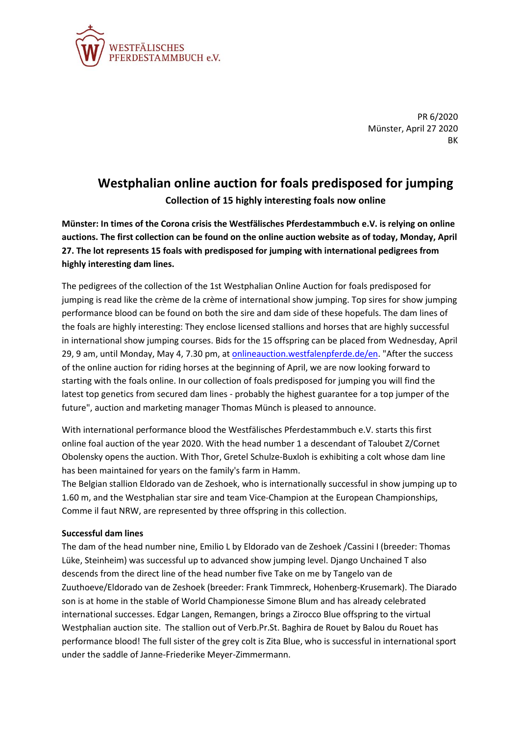WESTFÄLISCHES PFERDESTAMMBUCH e.V.

PR 6/2020
Münster, April 27 2020
BK

# Westphalian online auction for foals predisposed for jumping

**Collection of 15 highly interesting foals now online**

**Münster: In times of the Corona crisis the Westfälisches Pferdestammbuch e.V. is relying on online auctions. The first collection can be found on the online auction website as of today, Monday, April 27. The lot represents 15 foals with predisposed for jumping with international pedigrees from highly interesting dam lines.**

The pedigrees of the collection of the 1st Westphalian Online Auction for foals predisposed for jumping is read like the crème de la crème of international show jumping. Top sires for show jumping performance blood can be found on both the sire and dam side of these hopefuls. The dam lines of the foals are highly interesting: They enclose licensed stallions and horses that are highly successful in international show jumping courses. Bids for the 15 offspring can be placed from Wednesday, April 29, 9 am, until Monday, May 4, 7.30 pm, at [onlineauction.westfalenpferde.de/en](onlineauction.westfalenpferde.de/en). "After the success of the online auction for riding horses at the beginning of April, we are now looking forward to starting with the foals online. In our collection of foals predisposed for jumping you will find the latest top genetics from secured dam lines - probably the highest guarantee for a top jumper of the future", auction and marketing manager Thomas Münch is pleased to announce.

With international performance blood the Westfälisches Pferdestammbuch e.V. starts this first online foal auction of the year 2020. With the head number 1 a descendant of Taloubet Z/Cornet Obolensky opens the auction. With Thor, Gretel Schulze-Buxloh is exhibiting a colt whose dam line has been maintained for years on the family's farm in Hamm.
The Belgian stallion Eldorado van de Zeshoek, who is internationally successful in show jumping up to 1.60 m, and the Westphalian star sire and team Vice-Champion at the European Championships, Comme il faut NRW, are represented by three offspring in this collection.

**Successful dam lines**

The dam of the head number nine, Emilio L by Eldorado van de Zeshoek /Cassini I (breeder: Thomas Lüke, Steinheim) was successful up to advanced show jumping level. Django Unchained T also descends from the direct line of the head number five Take on me by Tangelo van de Zuuthoeve/Eldorado van de Zeshoek (breeder: Frank Timmreck, Hohenberg-Krusemark). The Diarado son is at home in the stable of World Championesse Simone Blum and has already celebrated international successes. Edgar Langen, Remangen, brings a Zirocco Blue offspring to the virtual Westphalian auction site. The stallion out of Verb.Pr.St. Baghira de Rouet by Balou du Rouet has performance blood! The full sister of the grey colt is Zita Blue, who is successful in international sport under the saddle of Janne-Friederike Meyer-Zimmermann.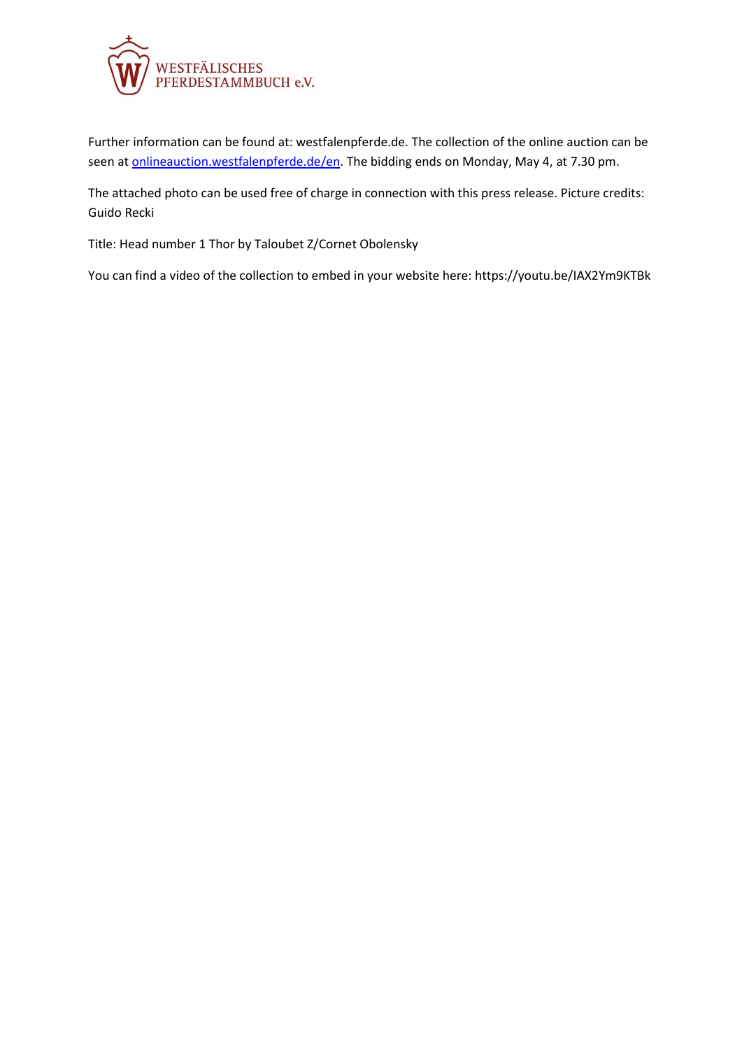Further information can be found at: westfalenpferde.de. The collection of the online auction can be seen at [onlineauction.westfalenpferde.de/en](onlineauction.westfalenpferde.de/en). The bidding ends on Monday, May 4, at 7.30 pm.

The attached photo can be used free of charge in connection with this press release. Picture credits: Guido Recki

Title: Head number 1 Thor by Taloubet Z/Cornet Obolensky

You can find a video of the collection to embed in your website here: https://youtu.be/IAX2Ym9KTBk